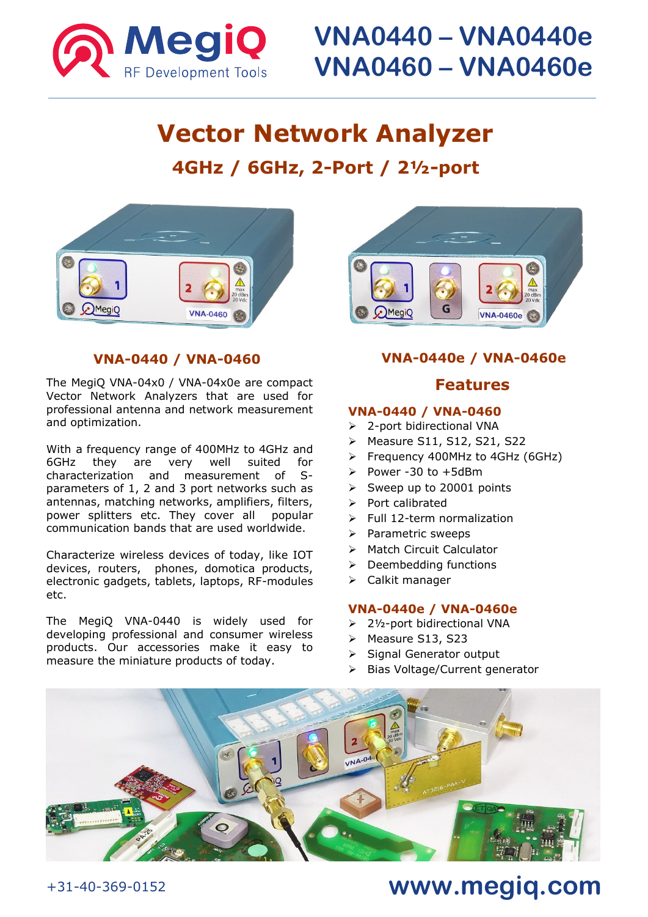MegiQ RF Development Tools

# VNA0440 – VNA0440e
# VNA0460 – VNA0460e

## Vector Network Analyzer

### 4GHz / 6GHz, 2-Port / 2½-port

### VNA-0440 / VNA-0460

The MegiQ VNA-04x0 / VNA-04x0e are compact Vector Network Analyzers that are used for professional antenna and network measurement and optimization.

With a frequency range of 400MHz to 4GHz and 6GHz they are very well suited for characterization and measurement of S-parameters of 1, 2 and 3 port networks such as antennas, matching networks, amplifiers, filters, power splitters etc. They cover all popular communication bands that are used worldwide.

Characterize wireless devices of today, like IOT devices, routers, phones, domotica products, electronic gadgets, tablets, laptops, RF-modules etc.

The MegiQ VNA-0440 is widely used for developing professional and consumer wireless products. Our accessories make it easy to measure the miniature products of today.

### VNA-0440e / VNA-0460e

## Features

### VNA-0440 / VNA-0460

- 2-port bidirectional VNA
- Measure S11, S12, S21, S22
- Frequency 400MHz to 4GHz (6GHz)
- Power -30 to +5dBm
- Sweep up to 20001 points
- Port calibrated
- Full 12-term normalization
- Parametric sweeps
- Match Circuit Calculator
- Deembedding functions
- Calkit manager

### VNA-0440e / VNA-0460e

- 2½-port bidirectional VNA
- Measure S13, S23
- Signal Generator output
- Bias Voltage/Current generator

+31-40-369-0152

**www.megiq.com**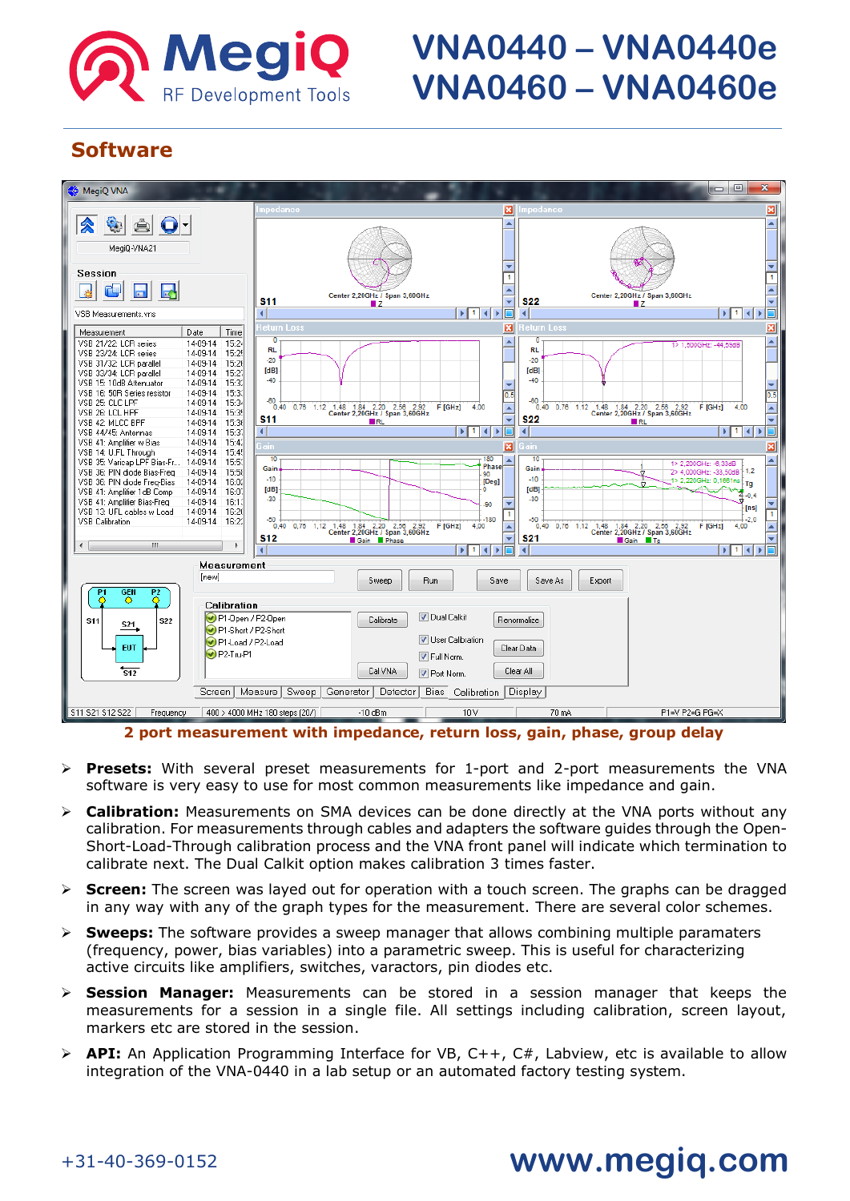# Software

2 port measurement with impedance, return loss, gain, phase, group delay

- **Presets:** With several preset measurements for 1-port and 2-port measurements the VNA software is very easy to use for most common measurements like impedance and gain.
- **Calibration:** Measurements on SMA devices can be done directly at the VNA ports without any calibration. For measurements through cables and adapters the software guides through the Open-Short-Load-Through calibration process and the VNA front panel will indicate which termination to calibrate next. The Dual Calkit option makes calibration 3 times faster.
- **Screen:** The screen was layed out for operation with a touch screen. The graphs can be dragged in any way with any of the graph types for the measurement. There are several color schemes.
- **Sweeps:** The software provides a sweep manager that allows combining multiple paramaters (frequency, power, bias variables) into a parametric sweep. This is useful for characterizing active circuits like amplifiers, switches, varactors, pin diodes etc.
- **Session Manager:** Measurements can be stored in a session manager that keeps the measurements for a session in a single file. All settings including calibration, screen layout, markers etc are stored in the session.
- **API:** An Application Programming Interface for VB, C++, C#, Labview, etc is available to allow integration of the VNA-0440 in a lab setup or an automated factory testing system.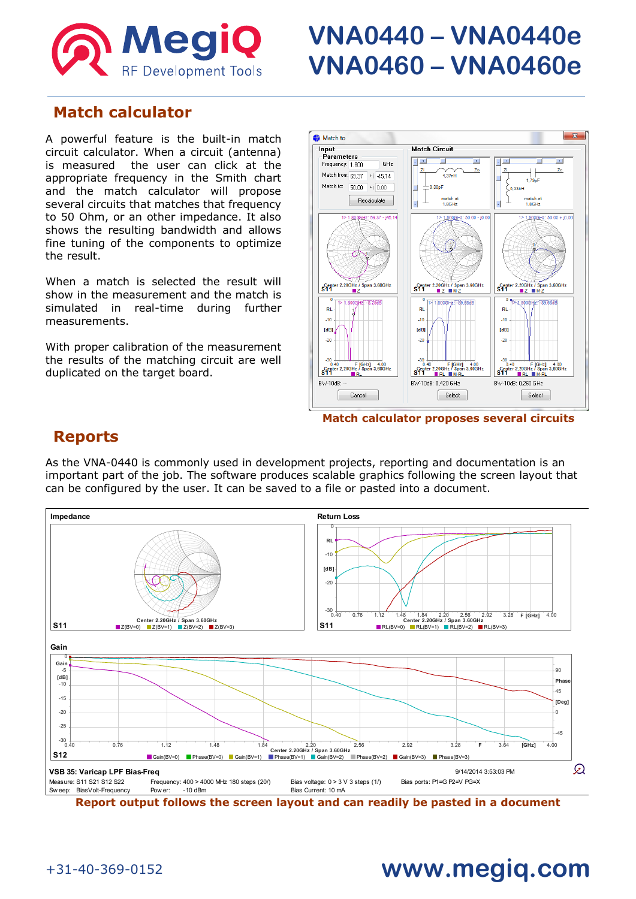# Match calculator

A powerful feature is the built-in match circuit calculator. When a circuit (antenna) is measured the user can click at the appropriate frequency in the Smith chart and the match calculator will propose several circuits that matches that frequency to 50 Ohm, or an other impedance. It also shows the resulting bandwidth and allows fine tuning of the components to optimize the result.

When a match is selected the result will show in the measurement and the match is simulated in real-time during further measurements.

With proper calibration of the measurement the results of the matching circuit are well duplicated on the target board.

**Match calculator proposes several circuits**

# Reports

As the VNA-0440 is commonly used in development projects, reporting and documentation is an important part of the job. The software produces scalable graphics following the screen layout that can be configured by the user. It can be saved to a file or pasted into a document.

**Report output follows the screen layout and can readily be pasted in a document**

+31-40-369-0152

www.megiq.com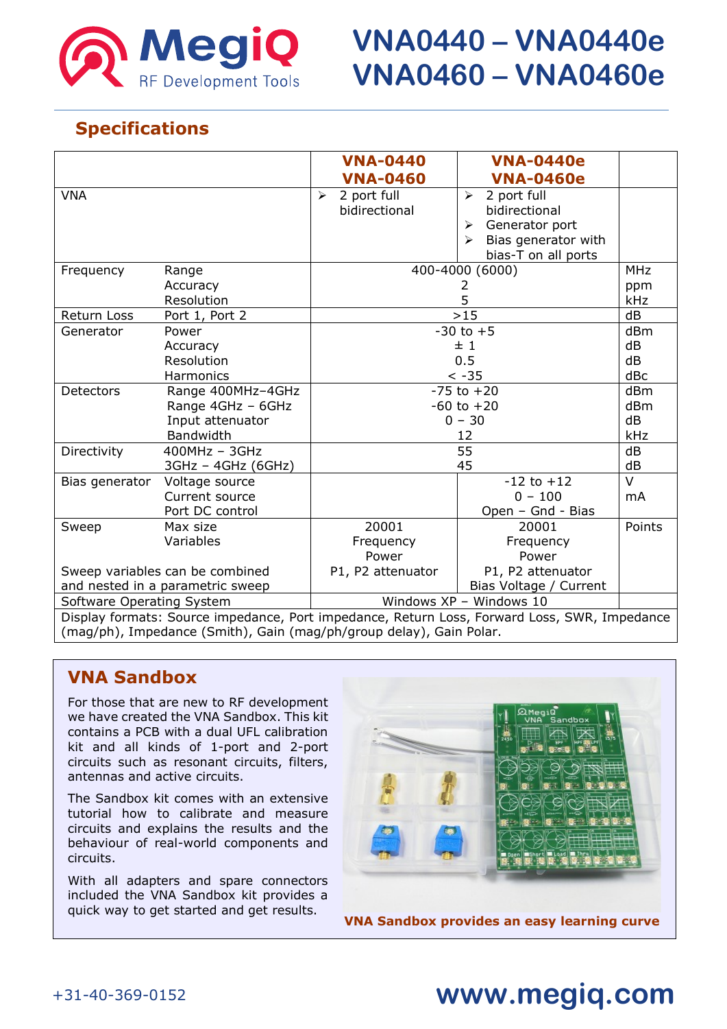# VNA0440 – VNA0440e
# VNA0460 – VNA0460e

## Specifications

| | | VNA-0440<br>VNA-0460 | VNA-0440e<br>VNA-0460e | |
|---|---|---|---|---|
| VNA | | ➢ 2 port full bidirectional | ➢ 2 port full bidirectional<br>➢ Generator port<br>➢ Bias generator with bias-T on all ports | |
| Frequency | Range<br>Accuracy<br>Resolution | 400-4000 (6000)<br>2<br>5 | | MHz<br>ppm<br>kHz |
| Return Loss | Port 1, Port 2 | >15 | | dB |
| Generator | Power<br>Accuracy<br>Resolution<br>Harmonics | -30 to +5<br>± 1<br>0.5<br>< -35 | | dBm<br>dB<br>dB<br>dBc |
| Detectors | Range 400MHz–4GHz<br>Range 4GHz – 6GHz<br>Input attenuator<br>Bandwidth | -75 to +20<br>-60 to +20<br>0 – 30<br>12 | | dBm<br>dBm<br>dB<br>kHz |
| Directivity | 400MHz – 3GHz<br>3GHz – 4GHz (6GHz) | 55<br>45 | | dB<br>dB |
| Bias generator | Voltage source<br>Current source<br>Port DC control | | -12 to +12<br>0 – 100<br>Open – Gnd - Bias | V<br>mA |
| Sweep<br><br>Sweep variables can be combined and nested in a parametric sweep | Max size<br>Variables | 20001<br>Frequency<br>Power<br>P1, P2 attenuator | 20001<br>Frequency<br>Power<br>P1, P2 attenuator<br>Bias Voltage / Current | Points |
| Software Operating System | | Windows XP – Windows 10 | | |
| Display formats: Source impedance, Port impedance, Return Loss, Forward Loss, SWR, Impedance (mag/ph), Impedance (Smith), Gain (mag/ph/group delay), Gain Polar. | | | | |

## VNA Sandbox

For those that are new to RF development we have created the VNA Sandbox. This kit contains a PCB with a dual UFL calibration kit and all kinds of 1-port and 2-port circuits such as resonant circuits, filters, antennas and active circuits.

The Sandbox kit comes with an extensive tutorial how to calibrate and measure circuits and explains the results and the behaviour of real-world components and circuits.

With all adapters and spare connectors included the VNA Sandbox kit provides a quick way to get started and get results.

**VNA Sandbox provides an easy learning curve**

+31-40-369-0152

www.megiq.com